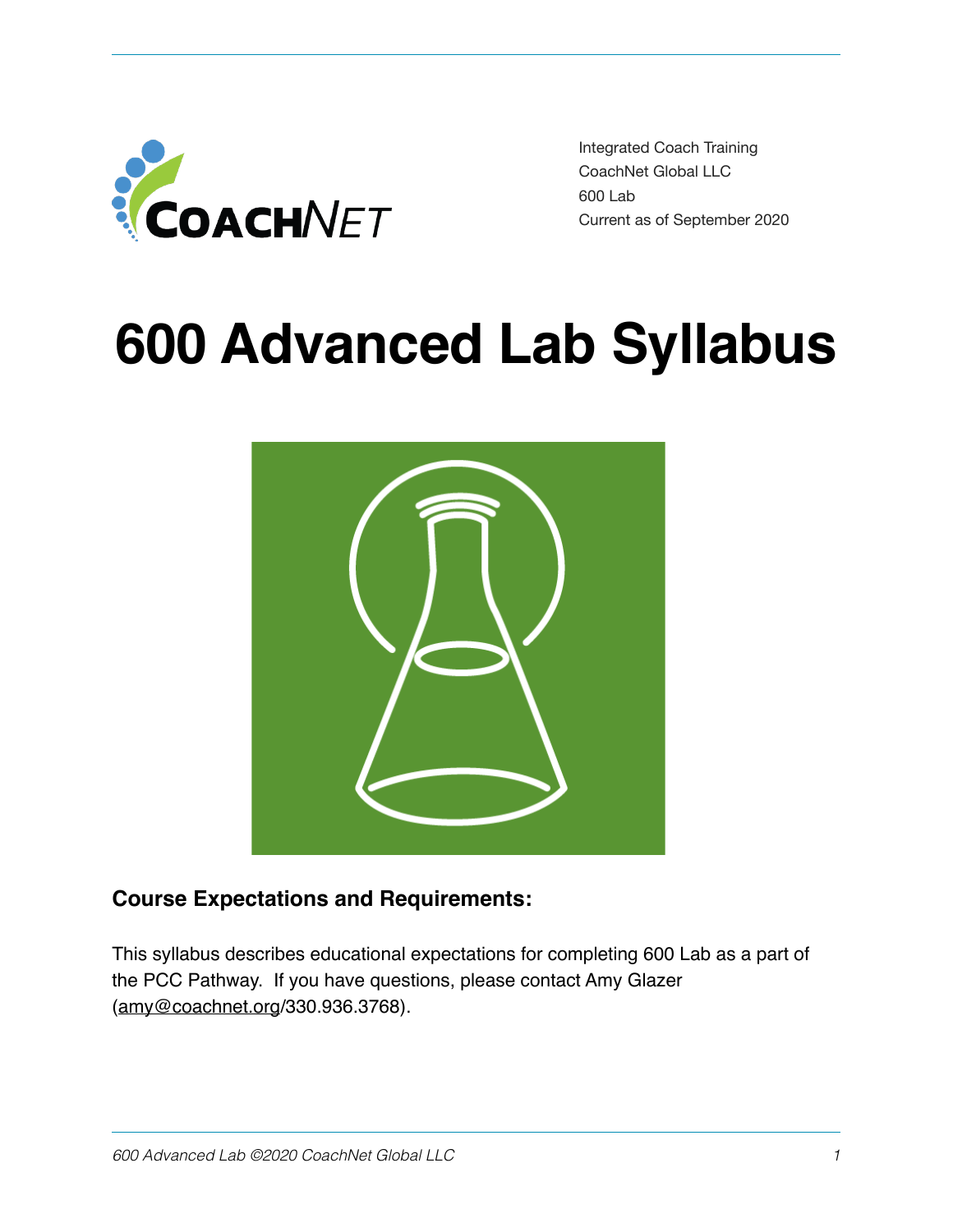Integrated Coach Training
CoachNet Global LLC
600 Lab
Current as of September 2020

# 600 Advanced Lab Syllabus

### Course Expectations and Requirements:

This syllabus describes educational expectations for completing 600 Lab as a part of the PCC Pathway. If you have questions, please contact Amy Glazer (amy@coachnet.org/330.936.3768).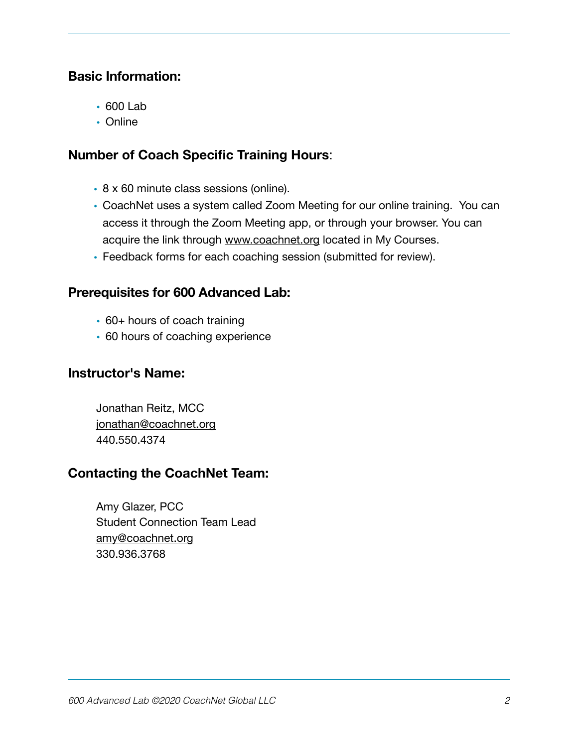## Basic Information:

- 600 Lab
- Online

## Number of Coach Specific Training Hours:

- 8 x 60 minute class sessions (online).
- CoachNet uses a system called Zoom Meeting for our online training.  You can access it through the Zoom Meeting app, or through your browser. You can acquire the link through www.coachnet.org located in My Courses.
- Feedback forms for each coaching session (submitted for review).

## Prerequisites for 600 Advanced Lab:

- 60+ hours of coach training
- 60 hours of coaching experience

## Instructor's Name:

Jonathan Reitz, MCC
jonathan@coachnet.org
440.550.4374

## Contacting the CoachNet Team:

Amy Glazer, PCC
Student Connection Team Lead
amy@coachnet.org
330.936.3768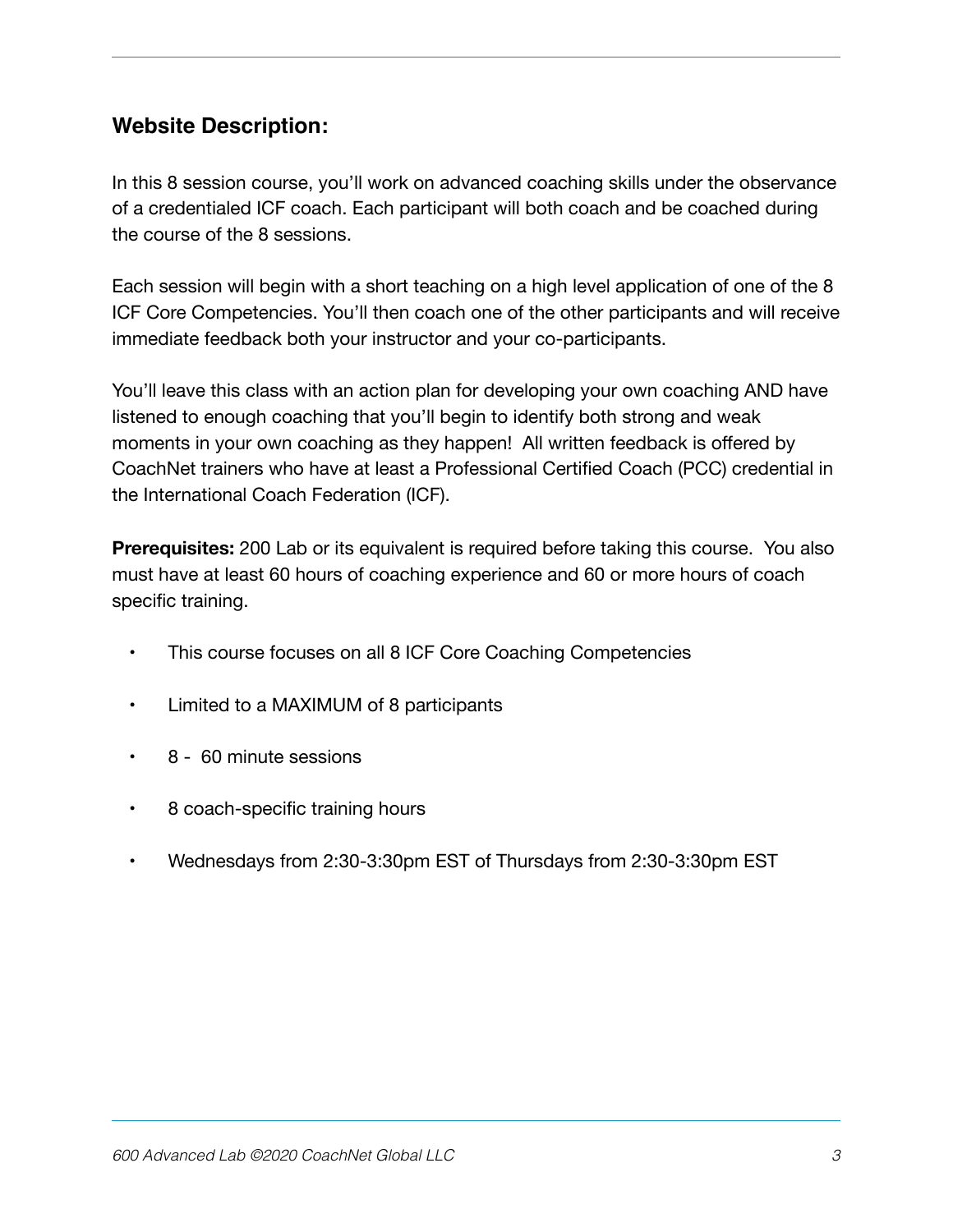## Website Description:

In this 8 session course, you'll work on advanced coaching skills under the observance of a credentialed ICF coach. Each participant will both coach and be coached during the course of the 8 sessions.

Each session will begin with a short teaching on a high level application of one of the 8 ICF Core Competencies. You'll then coach one of the other participants and will receive immediate feedback both your instructor and your co-participants.

You'll leave this class with an action plan for developing your own coaching AND have listened to enough coaching that you'll begin to identify both strong and weak moments in your own coaching as they happen! All written feedback is offered by CoachNet trainers who have at least a Professional Certified Coach (PCC) credential in the International Coach Federation (ICF).

**Prerequisites:** 200 Lab or its equivalent is required before taking this course. You also must have at least 60 hours of coaching experience and 60 or more hours of coach specific training.

- This course focuses on all 8 ICF Core Coaching Competencies
- Limited to a MAXIMUM of 8 participants
- 8 - 60 minute sessions
- 8 coach-specific training hours
- Wednesdays from 2:30-3:30pm EST of Thursdays from 2:30-3:30pm EST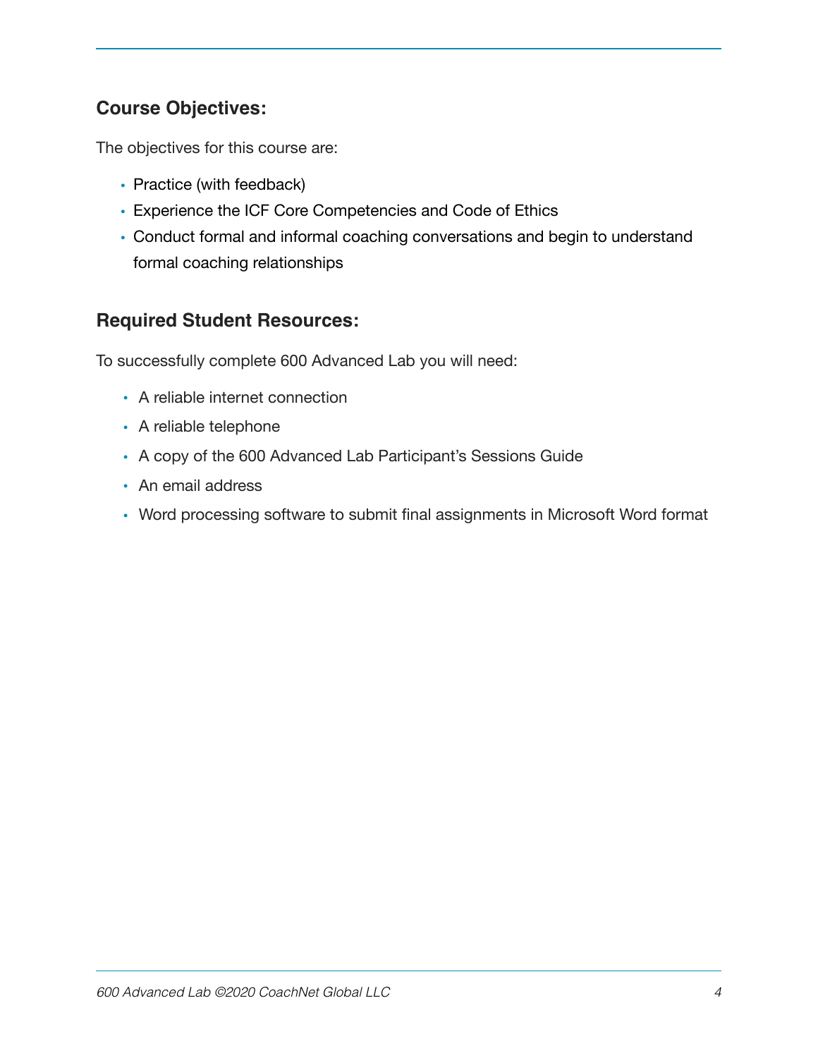## Course Objectives:

The objectives for this course are:

- Practice (with feedback)
- Experience the ICF Core Competencies and Code of Ethics
- Conduct formal and informal coaching conversations and begin to understand formal coaching relationships

## Required Student Resources:

To successfully complete 600 Advanced Lab you will need:

- A reliable internet connection
- A reliable telephone
- A copy of the 600 Advanced Lab Participant's Sessions Guide
- An email address
- Word processing software to submit final assignments in Microsoft Word format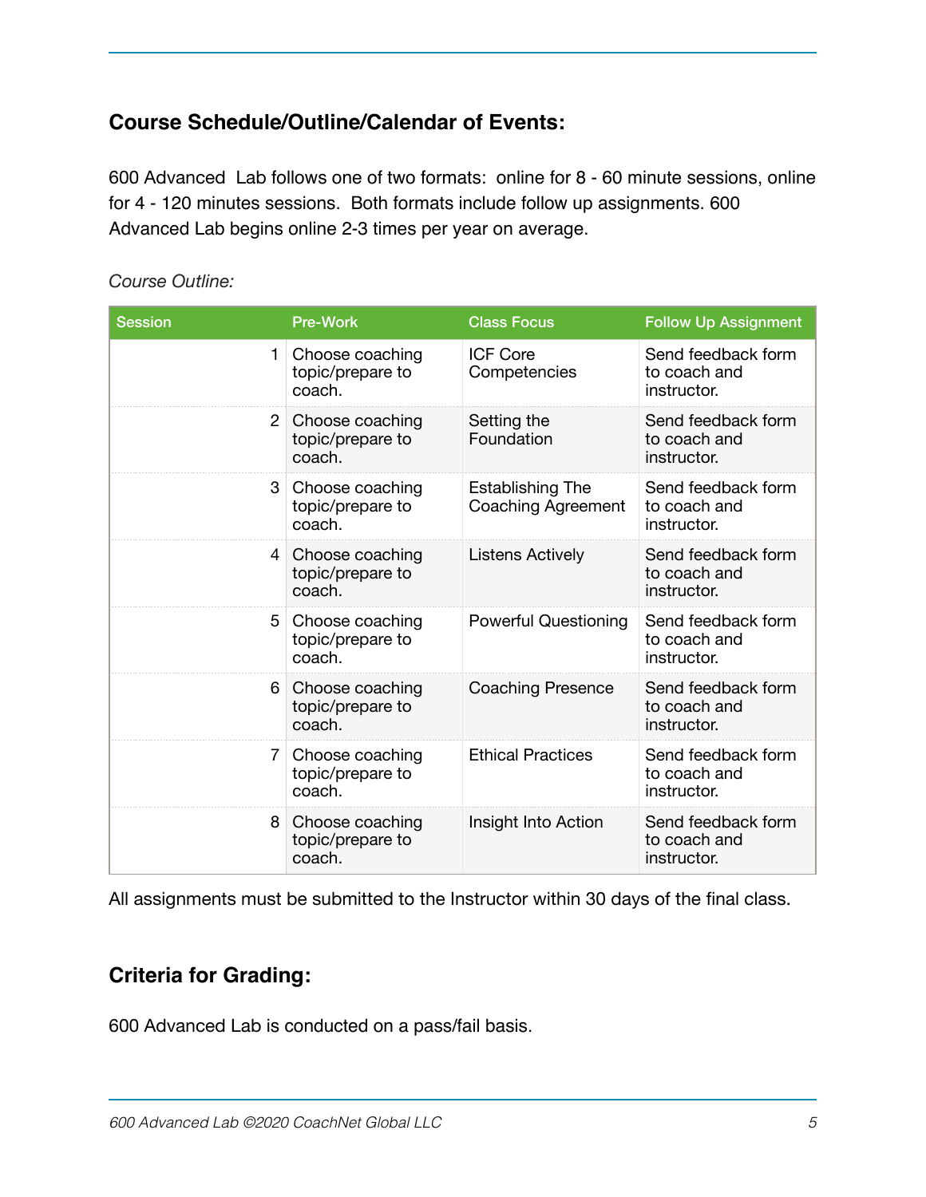## Course Schedule/Outline/Calendar of Events:

600 Advanced  Lab follows one of two formats:  online for 8 - 60 minute sessions, online for 4 - 120 minutes sessions.  Both formats include follow up assignments. 600 Advanced Lab begins online 2-3 times per year on average.

*Course Outline:*

| Session | Pre-Work | Class Focus | Follow Up Assignment |
|---|---|---|---|
| 1 | Choose coaching topic/prepare to coach. | ICF Core Competencies | Send feedback form to coach and instructor. |
| 2 | Choose coaching topic/prepare to coach. | Setting the Foundation | Send feedback form to coach and instructor. |
| 3 | Choose coaching topic/prepare to coach. | Establishing The Coaching Agreement | Send feedback form to coach and instructor. |
| 4 | Choose coaching topic/prepare to coach. | Listens Actively | Send feedback form to coach and instructor. |
| 5 | Choose coaching topic/prepare to coach. | Powerful Questioning | Send feedback form to coach and instructor. |
| 6 | Choose coaching topic/prepare to coach. | Coaching Presence | Send feedback form to coach and instructor. |
| 7 | Choose coaching topic/prepare to coach. | Ethical Practices | Send feedback form to coach and instructor. |
| 8 | Choose coaching topic/prepare to coach. | Insight Into Action | Send feedback form to coach and instructor. |

All assignments must be submitted to the Instructor within 30 days of the final class.

## Criteria for Grading:

600 Advanced Lab is conducted on a pass/fail basis.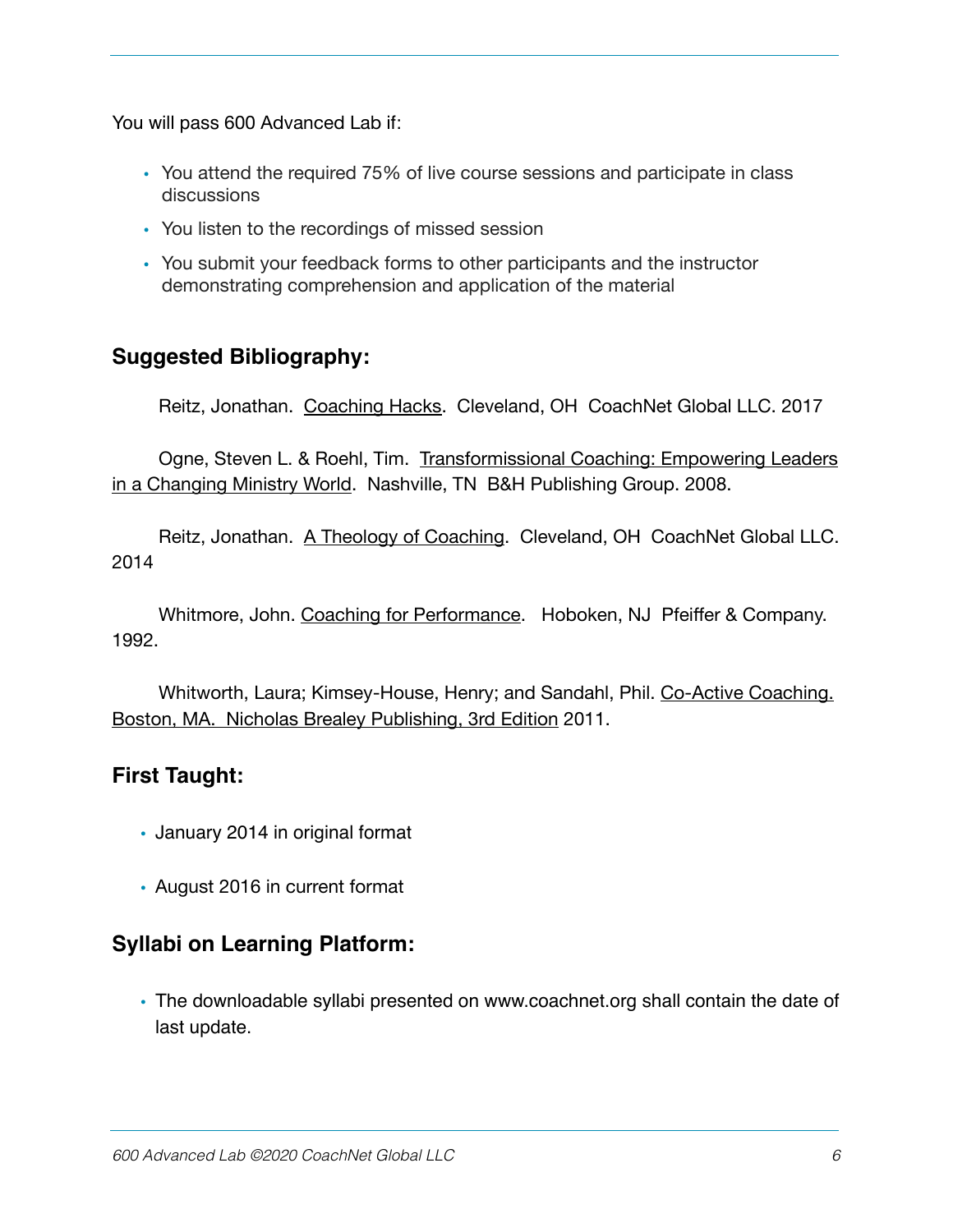You will pass 600 Advanced Lab if:

- You attend the required 75% of live course sessions and participate in class discussions
- You listen to the recordings of missed session
- You submit your feedback forms to other participants and the instructor demonstrating comprehension and application of the material

## Suggested Bibliography:

Reitz, Jonathan. Coaching Hacks. Cleveland, OH CoachNet Global LLC. 2017

Ogne, Steven L. & Roehl, Tim. Transformissional Coaching: Empowering Leaders in a Changing Ministry World. Nashville, TN B&H Publishing Group. 2008.

Reitz, Jonathan. A Theology of Coaching. Cleveland, OH CoachNet Global LLC. 2014

Whitmore, John. Coaching for Performance. Hoboken, NJ Pfeiffer & Company. 1992.

Whitworth, Laura; Kimsey-House, Henry; and Sandahl, Phil. Co-Active Coaching. Boston, MA. Nicholas Brealey Publishing, 3rd Edition 2011.

## First Taught:

- January 2014 in original format
- August 2016 in current format

## Syllabi on Learning Platform:

- The downloadable syllabi presented on www.coachnet.org shall contain the date of last update.